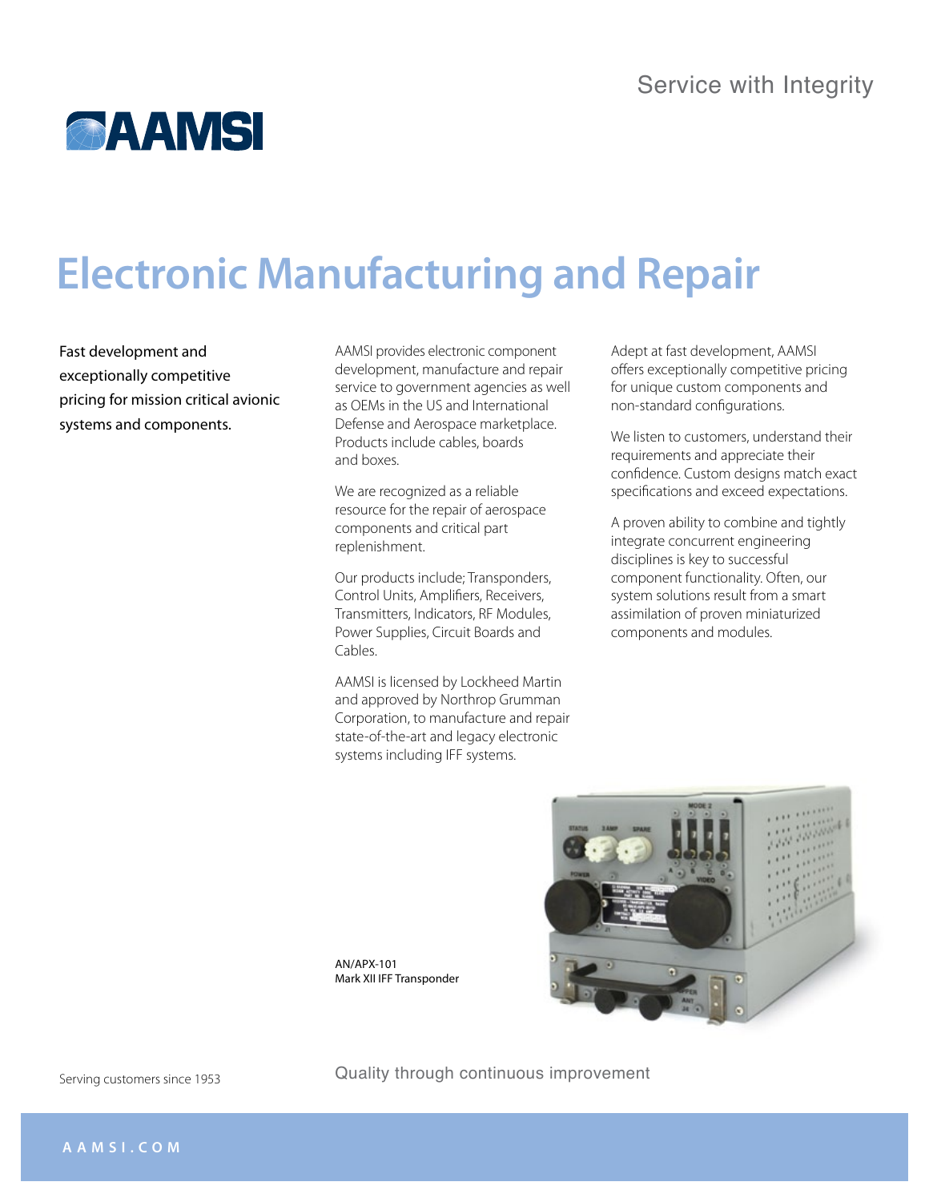Service with Integrity

AAMSI

# Electronic Manufacturing and Repair

Fast development and exceptionally competitive pricing for mission critical avionic systems and components.

AAMSI provides electronic component development, manufacture and repair service to government agencies as well as OEMs in the US and International Defense and Aerospace marketplace. Products include cables, boards and boxes.

We are recognized as a reliable resource for the repair of aerospace components and critical part replenishment.

Our products include; Transponders, Control Units, Amplifiers, Receivers, Transmitters, Indicators, RF Modules, Power Supplies, Circuit Boards and Cables.

AAMSI is licensed by Lockheed Martin and approved by Northrop Grumman Corporation, to manufacture and repair state-of-the-art and legacy electronic systems including IFF systems.

Adept at fast development, AAMSI offers exceptionally competitive pricing for unique custom components and non-standard configurations.

We listen to customers, understand their requirements and appreciate their confidence. Custom designs match exact specifications and exceed expectations.

A proven ability to combine and tightly integrate concurrent engineering disciplines is key to successful component functionality. Often, our system solutions result from a smart assimilation of proven miniaturized components and modules.

AN/APX-101
Mark XII IFF Transponder

Serving customers since 1953

Quality through continuous improvement

AAMSI.COM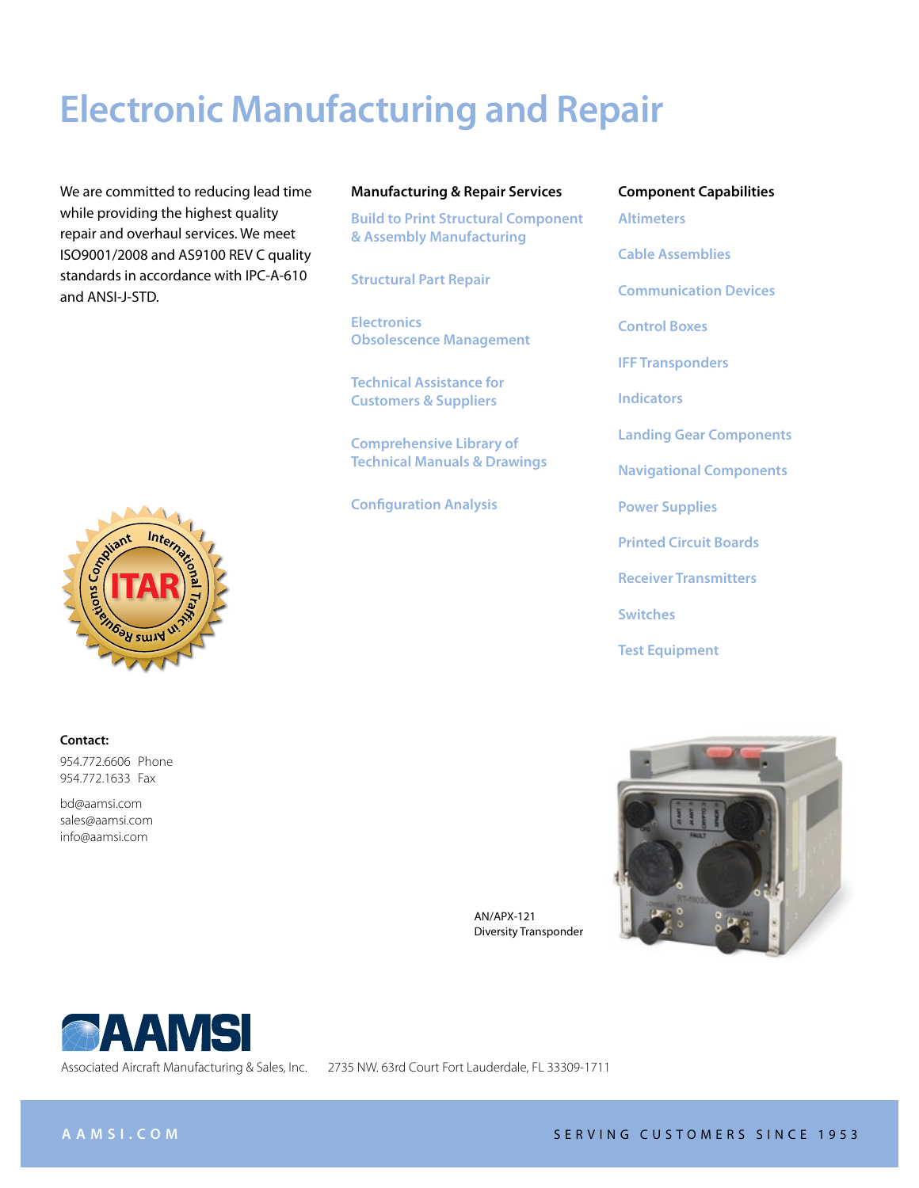# Electronic Manufacturing and Repair

We are committed to reducing lead time while providing the highest quality repair and overhaul services. We meet ISO9001/2008 and AS9100 REV C quality standards in accordance with IPC-A-610 and ANSI-J-STD.

**Manufacturing & Repair Services**

- Build to Print Structural Component & Assembly Manufacturing
- Structural Part Repair
- Electronics Obsolescence Management
- Technical Assistance for Customers & Suppliers
- Comprehensive Library of Technical Manuals & Drawings
- Configuration Analysis

**Component Capabilities**

- Altimeters
- Cable Assemblies
- Communication Devices
- Control Boxes
- IFF Transponders
- Indicators
- Landing Gear Components
- Navigational Components
- Power Supplies
- Printed Circuit Boards
- Receiver Transmitters
- Switches
- Test Equipment

**Contact:**

954.772.6606 Phone
954.772.1633 Fax

bd@aamsi.com
sales@aamsi.com
info@aamsi.com

AN/APX-121
Diversity Transponder

Associated Aircraft Manufacturing & Sales, Inc. 2735 NW. 63rd Court Fort Lauderdale, FL 33309-1711

AAMSI.COM SERVING CUSTOMERS SINCE 1953